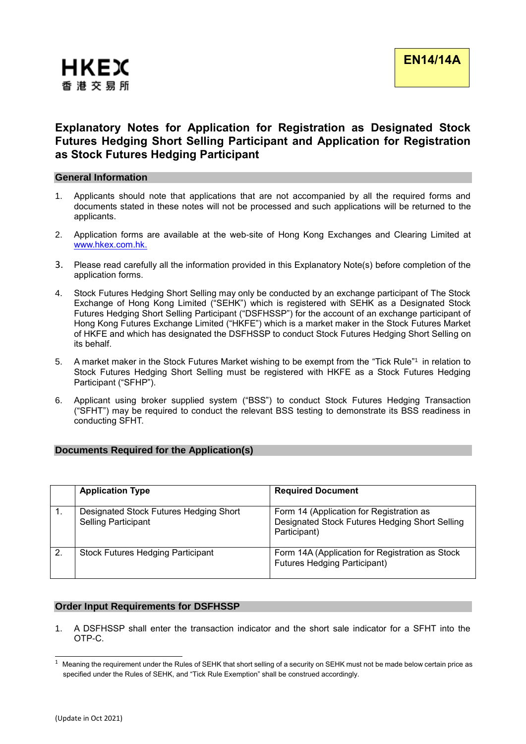HKEX
香港交易所

**EN14/14A**

# Explanatory Notes for Application for Registration as Designated Stock Futures Hedging Short Selling Participant and Application for Registration as Stock Futures Hedging Participant

## General Information

1. Applicants should note that applications that are not accompanied by all the required forms and documents stated in these notes will not be processed and such applications will be returned to the applicants.

2. Application forms are available at the web-site of Hong Kong Exchanges and Clearing Limited at www.hkex.com.hk.

3. Please read carefully all the information provided in this Explanatory Note(s) before completion of the application forms.

4. Stock Futures Hedging Short Selling may only be conducted by an exchange participant of The Stock Exchange of Hong Kong Limited ("SEHK") which is registered with SEHK as a Designated Stock Futures Hedging Short Selling Participant ("DSFHSSP") for the account of an exchange participant of Hong Kong Futures Exchange Limited ("HKFE") which is a market maker in the Stock Futures Market of HKFE and which has designated the DSFHSSP to conduct Stock Futures Hedging Short Selling on its behalf.

5. A market maker in the Stock Futures Market wishing to be exempt from the "Tick Rule"[1] in relation to Stock Futures Hedging Short Selling must be registered with HKFE as a Stock Futures Hedging Participant ("SFHP").

6. Applicant using broker supplied system ("BSS") to conduct Stock Futures Hedging Transaction ("SFHT") may be required to conduct the relevant BSS testing to demonstrate its BSS readiness in conducting SFHT.

## Documents Required for the Application(s)

| | Application Type | Required Document |
|---|---|---|
| 1. | Designated Stock Futures Hedging Short Selling Participant | Form 14 (Application for Registration as Designated Stock Futures Hedging Short Selling Participant) |
| 2. | Stock Futures Hedging Participant | Form 14A (Application for Registration as Stock Futures Hedging Participant) |

## Order Input Requirements for DSFHSSP

1. A DSFHSSP shall enter the transaction indicator and the short sale indicator for a SFHT into the OTP-C.

[1] Meaning the requirement under the Rules of SEHK that short selling of a security on SEHK must not be made below certain price as specified under the Rules of SEHK, and "Tick Rule Exemption" shall be construed accordingly.

(Update in Oct 2021)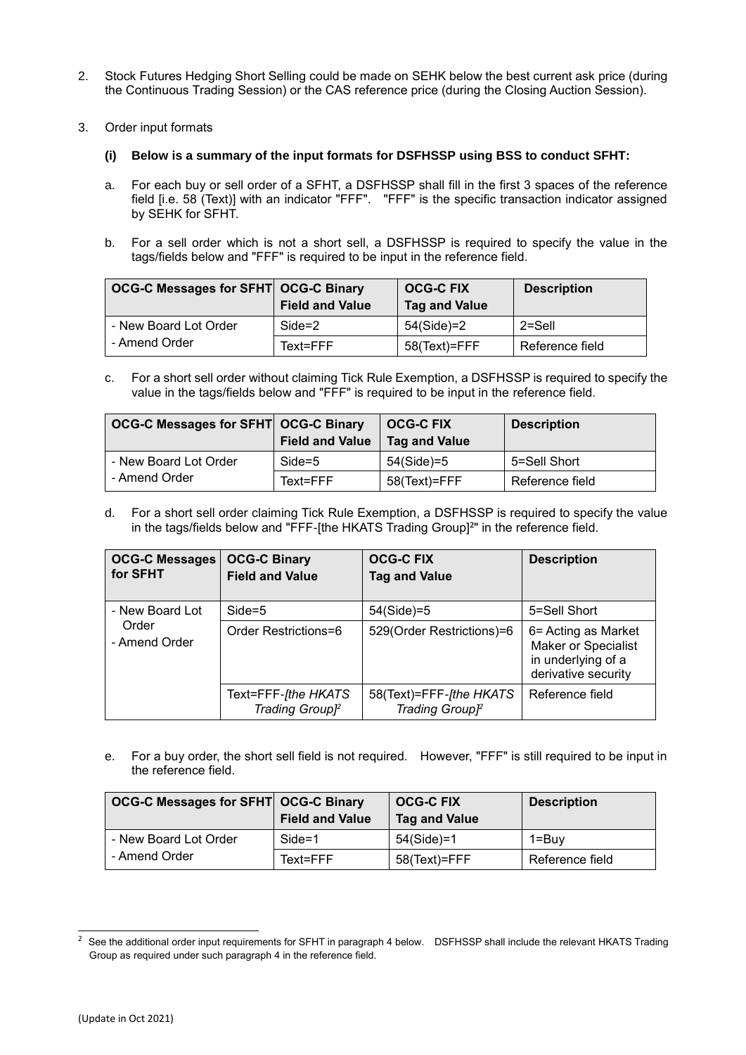2. Stock Futures Hedging Short Selling could be made on SEHK below the best current ask price (during the Continuous Trading Session) or the CAS reference price (during the Closing Auction Session).

3. Order input formats

   **(i) Below is a summary of the input formats for DSFHSSP using BSS to conduct SFHT:**

   a. For each buy or sell order of a SFHT, a DSFHSSP shall fill in the first 3 spaces of the reference field [i.e. 58 (Text)] with an indicator "FFF". "FFF" is the specific transaction indicator assigned by SEHK for SFHT.

   b. For a sell order which is not a short sell, a DSFHSSP is required to specify the value in the tags/fields below and "FFF" is required to be input in the reference field.

| OCG-C Messages for SFHT | OCG-C Binary Field and Value | OCG-C FIX Tag and Value | Description |
|---|---|---|---|
| - New Board Lot Order<br>- Amend Order | Side=2 | 54(Side)=2 | 2=Sell |
| | Text=FFF | 58(Text)=FFF | Reference field |

   c. For a short sell order without claiming Tick Rule Exemption, a DSFHSSP is required to specify the value in the tags/fields below and "FFF" is required to be input in the reference field.

| OCG-C Messages for SFHT | OCG-C Binary Field and Value | OCG-C FIX Tag and Value | Description |
|---|---|---|---|
| - New Board Lot Order<br>- Amend Order | Side=5 | 54(Side)=5 | 5=Sell Short |
| | Text=FFF | 58(Text)=FFF | Reference field |

   d. For a short sell order claiming Tick Rule Exemption, a DSFHSSP is required to specify the value in the tags/fields below and "FFF-[the HKATS Trading Group][2]" in the reference field.

| OCG-C Messages for SFHT | OCG-C Binary Field and Value | OCG-C FIX Tag and Value | Description |
|---|---|---|---|
| - New Board Lot Order<br>- Amend Order | Side=5 | 54(Side)=5 | 5=Sell Short |
| | Order Restrictions=6 | 529(Order Restrictions)=6 | 6= Acting as Market Maker or Specialist in underlying of a derivative security |
| | Text=FFF-*[the HKATS Trading Group]*[2] | 58(Text)=FFF-*[the HKATS Trading Group]*[2] | Reference field |

   e. For a buy order, the short sell field is not required. However, "FFF" is still required to be input in the reference field.

| OCG-C Messages for SFHT | OCG-C Binary Field and Value | OCG-C FIX Tag and Value | Description |
|---|---|---|---|
| - New Board Lot Order<br>- Amend Order | Side=1 | 54(Side)=1 | 1=Buy |
| | Text=FFF | 58(Text)=FFF | Reference field |

[2] See the additional order input requirements for SFHT in paragraph 4 below. DSFHSSP shall include the relevant HKATS Trading Group as required under such paragraph 4 in the reference field.

(Update in Oct 2021)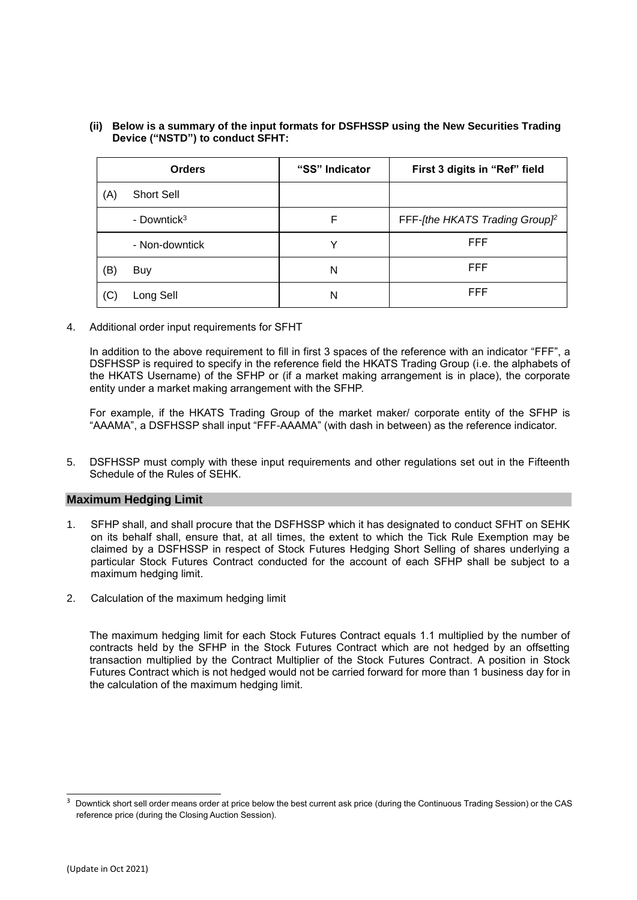**(ii) Below is a summary of the input formats for DSFHSSP using the New Securities Trading Device ("NSTD") to conduct SFHT:**

| Orders | "SS" Indicator | First 3 digits in "Ref" field |
|---|---|---|
| (A) Short Sell | | |
| - Downtick[3] | F | FFF-*[the HKATS Trading Group]*[2] |
| - Non-downtick | Y | FFF |
| (B) Buy | N | FFF |
| (C) Long Sell | N | FFF |

4. Additional order input requirements for SFHT

   In addition to the above requirement to fill in first 3 spaces of the reference with an indicator "FFF", a DSFHSSP is required to specify in the reference field the HKATS Trading Group (i.e. the alphabets of the HKATS Username) of the SFHP or (if a market making arrangement is in place), the corporate entity under a market making arrangement with the SFHP.

   For example, if the HKATS Trading Group of the market maker/ corporate entity of the SFHP is "AAAMA", a DSFHSSP shall input "FFF-AAAMA" (with dash in between) as the reference indicator.

5. DSFHSSP must comply with these input requirements and other regulations set out in the Fifteenth Schedule of the Rules of SEHK.

## Maximum Hedging Limit

1. SFHP shall, and shall procure that the DSFHSSP which it has designated to conduct SFHT on SEHK on its behalf shall, ensure that, at all times, the extent to which the Tick Rule Exemption may be claimed by a DSFHSSP in respect of Stock Futures Hedging Short Selling of shares underlying a particular Stock Futures Contract conducted for the account of each SFHP shall be subject to a maximum hedging limit.

2. Calculation of the maximum hedging limit

   The maximum hedging limit for each Stock Futures Contract equals 1.1 multiplied by the number of contracts held by the SFHP in the Stock Futures Contract which are not hedged by an offsetting transaction multiplied by the Contract Multiplier of the Stock Futures Contract. A position in Stock Futures Contract which is not hedged would not be carried forward for more than 1 business day for in the calculation of the maximum hedging limit.

[3] Downtick short sell order means order at price below the best current ask price (during the Continuous Trading Session) or the CAS reference price (during the Closing Auction Session).

(Update in Oct 2021)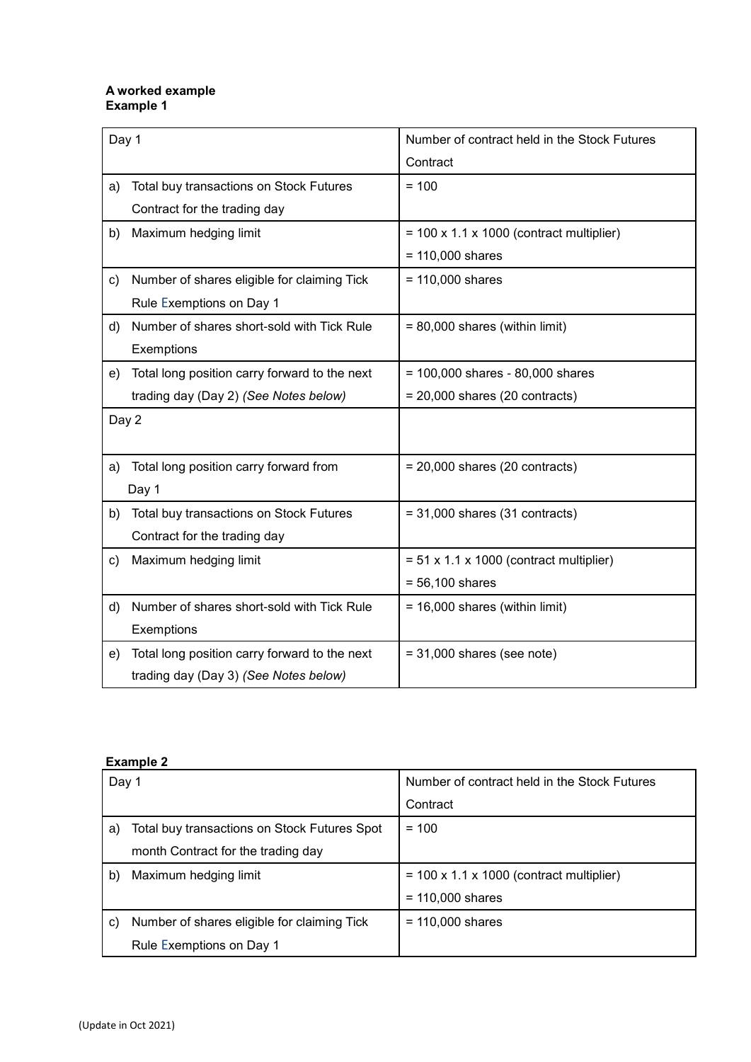**A worked example**
**Example 1**

| Day 1 | Number of contract held in the Stock Futures Contract |
| --- | --- |
| a) Total buy transactions on Stock Futures Contract for the trading day | = 100 |
| b) Maximum hedging limit | = 100 x 1.1 x 1000 (contract multiplier) = 110,000 shares |
| c) Number of shares eligible for claiming Tick Rule Exemptions on Day 1 | = 110,000 shares |
| d) Number of shares short-sold with Tick Rule Exemptions | = 80,000 shares (within limit) |
| e) Total long position carry forward to the next trading day (Day 2) *(See Notes below)* | = 100,000 shares - 80,000 shares = 20,000 shares (20 contracts) |
| Day 2 | |
| a) Total long position carry forward from Day 1 | = 20,000 shares (20 contracts) |
| b) Total buy transactions on Stock Futures Contract for the trading day | = 31,000 shares (31 contracts) |
| c) Maximum hedging limit | = 51 x 1.1 x 1000 (contract multiplier) = 56,100 shares |
| d) Number of shares short-sold with Tick Rule Exemptions | = 16,000 shares (within limit) |
| e) Total long position carry forward to the next trading day (Day 3) *(See Notes below)* | = 31,000 shares (see note) |

**Example 2**

| Day 1 | Number of contract held in the Stock Futures Contract |
| --- | --- |
| a) Total buy transactions on Stock Futures Spot month Contract for the trading day | = 100 |
| b) Maximum hedging limit | = 100 x 1.1 x 1000 (contract multiplier) = 110,000 shares |
| c) Number of shares eligible for claiming Tick Rule Exemptions on Day 1 | = 110,000 shares |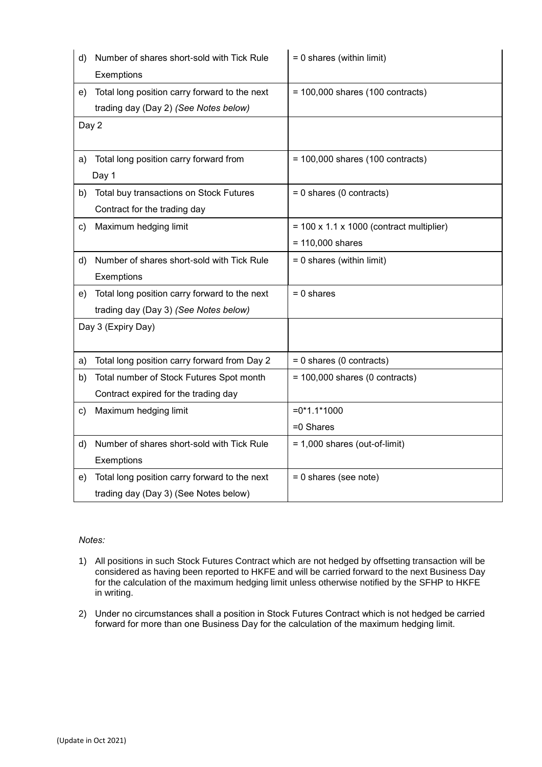| | |
|---|---|
| d) Number of shares short-sold with Tick Rule Exemptions | = 0 shares (within limit) |
| e) Total long position carry forward to the next trading day (Day 2) *(See Notes below)* | = 100,000 shares (100 contracts) |
| Day 2 | |
| a) Total long position carry forward from Day 1 | = 100,000 shares (100 contracts) |
| b) Total buy transactions on Stock Futures Contract for the trading day | = 0 shares (0 contracts) |
| c) Maximum hedging limit | = 100 x 1.1 x 1000 (contract multiplier)<br>= 110,000 shares |
| d) Number of shares short-sold with Tick Rule Exemptions | = 0 shares (within limit) |
| e) Total long position carry forward to the next trading day (Day 3) *(See Notes below)* | = 0 shares |
| Day 3 (Expiry Day) | |
| a) Total long position carry forward from Day 2 | = 0 shares (0 contracts) |
| b) Total number of Stock Futures Spot month Contract expired for the trading day | = 100,000 shares (0 contracts) |
| c) Maximum hedging limit | =0*1.1*1000<br>=0 Shares |
| d) Number of shares short-sold with Tick Rule Exemptions | = 1,000 shares (out-of-limit) |
| e) Total long position carry forward to the next trading day (Day 3) (See Notes below) | = 0 shares (see note) |

*Notes:*

1) All positions in such Stock Futures Contract which are not hedged by offsetting transaction will be considered as having been reported to HKFE and will be carried forward to the next Business Day for the calculation of the maximum hedging limit unless otherwise notified by the SFHP to HKFE in writing.

2) Under no circumstances shall a position in Stock Futures Contract which is not hedged be carried forward for more than one Business Day for the calculation of the maximum hedging limit.

(Update in Oct 2021)